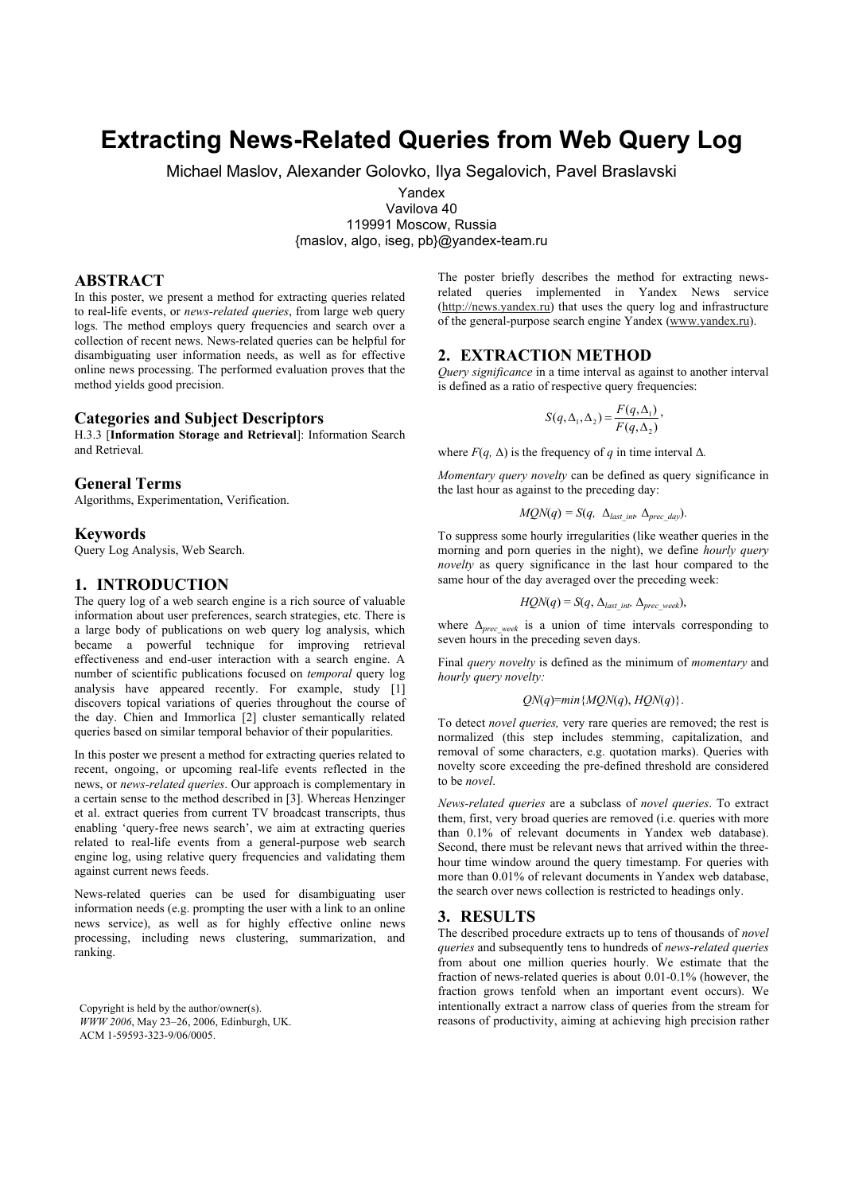# Extracting News-Related Queries from Web Query Log

Michael Maslov, Alexander Golovko, Ilya Segalovich, Pavel Braslavski

Yandex
Vavilova 40
119991 Moscow, Russia
{maslov, algo, iseg, pb}@yandex-team.ru

## ABSTRACT

In this poster, we present a method for extracting queries related to real-life events, or *news-related queries*, from large web query logs. The method employs query frequencies and search over a collection of recent news. News-related queries can be helpful for disambiguating user information needs, as well as for effective online news processing. The performed evaluation proves that the method yields good precision.

### Categories and Subject Descriptors

H.3.3 [**Information Storage and Retrieval**]: Information Search and Retrieval.

### General Terms

Algorithms, Experimentation, Verification.

### Keywords

Query Log Analysis, Web Search.

## 1. INTRODUCTION

The query log of a web search engine is a rich source of valuable information about user preferences, search strategies, etc. There is a large body of publications on web query log analysis, which became a powerful technique for improving retrieval effectiveness and end-user interaction with a search engine. A number of scientific publications focused on *temporal* query log analysis have appeared recently. For example, study [1] discovers topical variations of queries throughout the course of the day. Chien and Immorlica [2] cluster semantically related queries based on similar temporal behavior of their popularities.

In this poster we present a method for extracting queries related to recent, ongoing, or upcoming real-life events reflected in the news, or *news-related queries*. Our approach is complementary in a certain sense to the method described in [3]. Whereas Henzinger et al. extract queries from current TV broadcast transcripts, thus enabling 'query-free news search', we aim at extracting queries related to real-life events from a general-purpose web search engine log, using relative query frequencies and validating them against current news feeds.

News-related queries can be used for disambiguating user information needs (e.g. prompting the user with a link to an online news service), as well as for highly effective online news processing, including news clustering, summarization, and ranking.

Copyright is held by the author/owner(s).
*WWW 2006*, May 23–26, 2006, Edinburgh, UK.
ACM 1-59593-323-9/06/0005.

The poster briefly describes the method for extracting news-related queries implemented in Yandex News service (http://news.yandex.ru) that uses the query log and infrastructure of the general-purpose search engine Yandex (www.yandex.ru).

## 2. EXTRACTION METHOD

*Query significance* in a time interval as against to another interval is defined as a ratio of respective query frequencies:

$$S(q, \Delta_1, \Delta_2) = \frac{F(q, \Delta_1)}{F(q, \Delta_2)},$$

where $F(q, \Delta)$ is the frequency of $q$ in time interval $\Delta$.

*Momentary query novelty* can be defined as query significance in the last hour as against to the preceding day:

$$MQN(q) = S(q, \Delta_{last\_int}, \Delta_{prec\_day}).$$

To suppress some hourly irregularities (like weather queries in the morning and porn queries in the night), we define *hourly query novelty* as query significance in the last hour compared to the same hour of the day averaged over the preceding week:

$$HQN(q) = S(q, \Delta_{last\_int}, \Delta_{prec\_week}),$$

where $\Delta_{prec\_week}$ is a union of time intervals corresponding to seven hours in the preceding seven days.

Final *query novelty* is defined as the minimum of *momentary* and *hourly query novelty:*

$$QN(q) = min\{MQN(q), HQN(q)\}.$$

To detect *novel queries,* very rare queries are removed; the rest is normalized (this step includes stemming, capitalization, and removal of some characters, e.g. quotation marks). Queries with novelty score exceeding the pre-defined threshold are considered to be *novel*.

*News-related queries* are a subclass of *novel queries*. To extract them, first, very broad queries are removed (i.e. queries with more than 0.1% of relevant documents in Yandex web database). Second, there must be relevant news that arrived within the three-hour time window around the query timestamp. For queries with more than 0.01% of relevant documents in Yandex web database, the search over news collection is restricted to headings only.

## 3. RESULTS

The described procedure extracts up to tens of thousands of *novel queries* and subsequently tens to hundreds of *news-related queries* from about one million queries hourly. We estimate that the fraction of news-related queries is about 0.01-0.1% (however, the fraction grows tenfold when an important event occurs). We intentionally extract a narrow class of queries from the stream for reasons of productivity, aiming at achieving high precision rather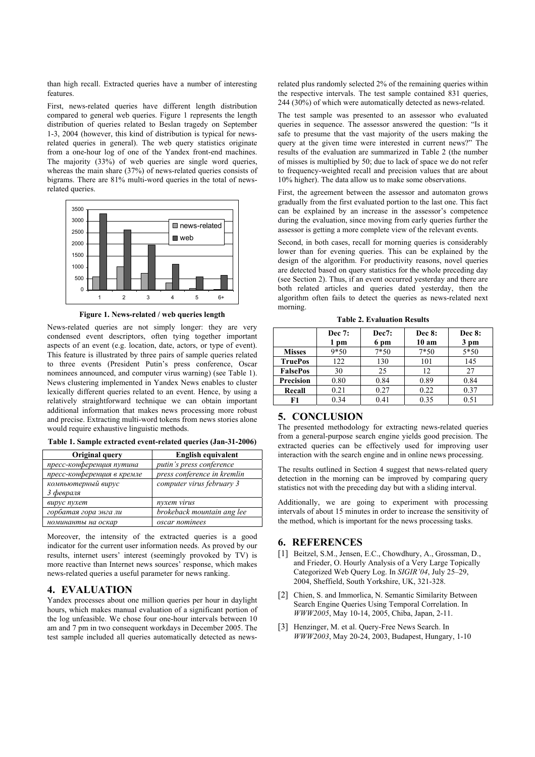than high recall. Extracted queries have a number of interesting features.

First, news-related queries have different length distribution compared to general web queries. Figure 1 represents the length distribution of queries related to Beslan tragedy on September 1-3, 2004 (however, this kind of distribution is typical for news-related queries in general). The web query statistics originate from a one-hour log of one of the Yandex front-end machines. The majority (33%) of web queries are single word queries, whereas the main share (37%) of news-related queries consists of bigrams. There are 81% multi-word queries in the total of news-related queries.

3500
3000
2500
2000
1500
1000
500
0
1 2 3 4 5 6+
news-related
web

**Figure 1. News-related / web queries length**

News-related queries are not simply longer: they are very condensed event descriptors, often tying together important aspects of an event (e.g. location, date, actors, or type of event). This feature is illustrated by three pairs of sample queries related to three events (President Putin's press conference, Oscar nominees announced, and computer virus warning) (see Table 1). News clustering implemented in Yandex News enables to cluster lexically different queries related to an event. Hence, by using a relatively straightforward technique we can obtain important additional information that makes news processing more robust and precise. Extracting multi-word tokens from news stories alone would require exhaustive linguistic methods.

**Table 1. Sample extracted event-related queries (Jan-31-2006)**

| Original query | English equivalent |
|---|---|
| *пресс-конференция путина* | *putin's press conference* |
| *пресс-конференция в кремле* | *press conference in kremlin* |
| *компьютерный вирус 3 февраля* | *computer virus february 3* |
| *вирус нухем* | *nyxem virus* |
| *горбатая гора энга ли* | *brokeback mountain ang lee* |
| *номинанты на оскар* | *oscar nominees* |

Moreover, the intensity of the extracted queries is a good indicator for the current user information needs. As proved by our results, internet users' interest (seemingly provoked by TV) is more reactive than Internet news sources' response, which makes news-related queries a useful parameter for news ranking.

## 4. EVALUATION

Yandex processes about one million queries per hour in daylight hours, which makes manual evaluation of a significant portion of the log unfeasible. We chose four one-hour intervals between 10 am and 7 pm in two consequent workdays in December 2005. The test sample included all queries automatically detected as news-related plus randomly selected 2% of the remaining queries within the respective intervals. The test sample contained 831 queries, 244 (30%) of which were automatically detected as news-related.

The test sample was presented to an assessor who evaluated queries in sequence. The assessor answered the question: "Is it safe to presume that the vast majority of the users making the query at the given time were interested in current news?" The results of the evaluation are summarized in Table 2 (the number of misses is multiplied by 50; due to lack of space we do not refer to frequency-weighted recall and precision values that are about 10% higher). The data allow us to make some observations.

First, the agreement between the assessor and automaton grows gradually from the first evaluated portion to the last one. This fact can be explained by an increase in the assessor's competence during the evaluation, since moving from early queries further the assessor is getting a more complete view of the relevant events.

Second, in both cases, recall for morning queries is considerably lower than for evening queries. This can be explained by the design of the algorithm. For productivity reasons, novel queries are detected based on query statistics for the whole preceding day (see Section 2). Thus, if an event occurred yesterday and there are both related articles and queries dated yesterday, then the algorithm often fails to detect the queries as news-related next morning.

**Table 2. Evaluation Results**

| | Dec 7: 1 pm | Dec7: 6 pm | Dec 8: 10 am | Dec 8: 3 pm |
|---|---|---|---|---|
| **Misses** | 9*50 | 7*50 | 7*50 | 5*50 |
| **TruePos** | 122 | 130 | 101 | 145 |
| **FalsePos** | 30 | 25 | 12 | 27 |
| **Precision** | 0.80 | 0.84 | 0.89 | 0.84 |
| **Recall** | 0.21 | 0.27 | 0.22 | 0.37 |
| **F1** | 0.34 | 0.41 | 0.35 | 0.51 |

## 5. CONCLUSION

The presented methodology for extracting news-related queries from a general-purpose search engine yields good precision. The extracted queries can be effectively used for improving user interaction with the search engine and in online news processing.

The results outlined in Section 4 suggest that news-related query detection in the morning can be improved by comparing query statistics not with the preceding day but with a sliding interval.

Additionally, we are going to experiment with processing intervals of about 15 minutes in order to increase the sensitivity of the method, which is important for the news processing tasks.

## 6. REFERENCES

[1] Beitzel, S.M., Jensen, E.C., Chowdhury, A., Grossman, D., and Frieder, O. Hourly Analysis of a Very Large Topically Categorized Web Query Log. In *SIGIR'04*, July 25–29, 2004, Sheffield, South Yorkshire, UK, 321-328.

[2] Chien, S. and Immorlica, N. Semantic Similarity Between Search Engine Queries Using Temporal Correlation. In *WWW2005*, May 10-14, 2005, Chiba, Japan, 2-11.

[3] Henzinger, M. et al. Query-Free News Search. In *WWW2003*, May 20-24, 2003, Budapest, Hungary, 1-10